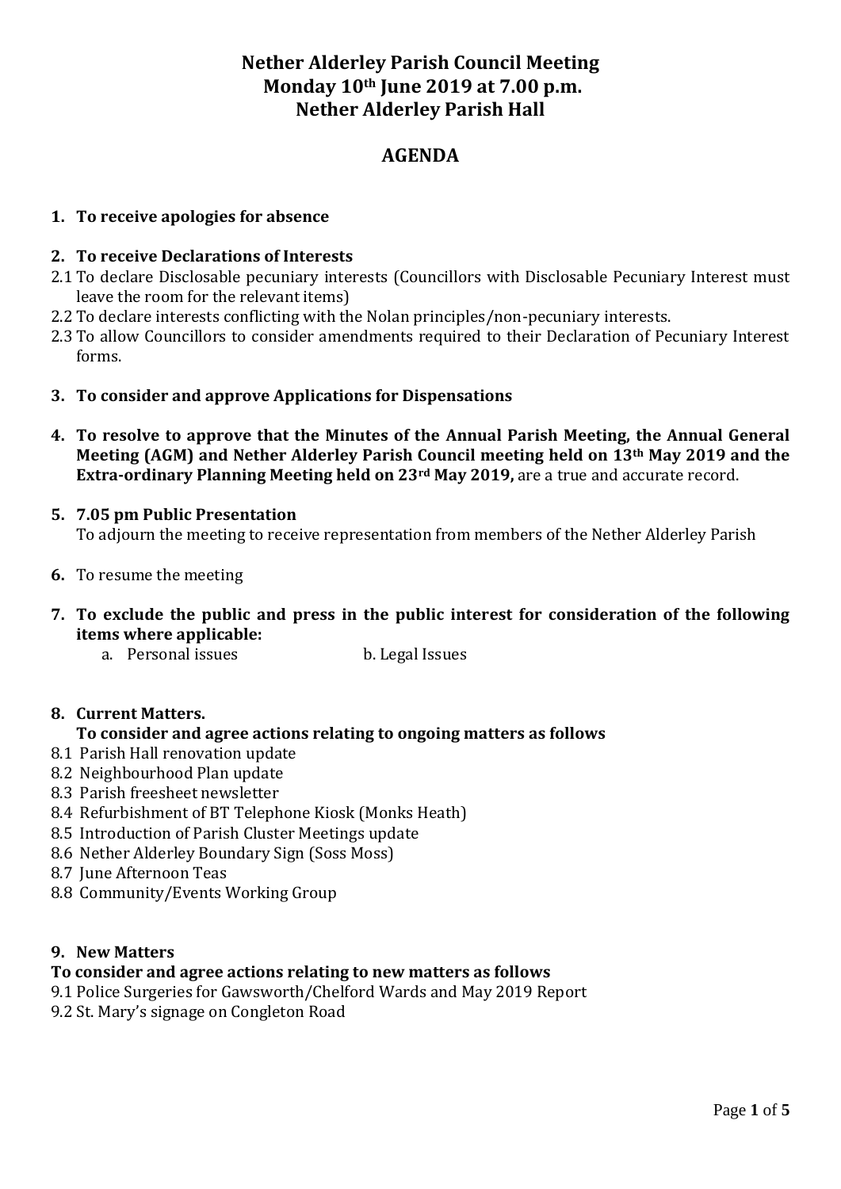# Nether Alderley Parish Council Meeting
# Monday 10th June 2019 at 7.00 p.m.
# Nether Alderley Parish Hall

## AGENDA

1. **To receive apologies for absence**

2. **To receive Declarations of Interests**

2.1 To declare Disclosable pecuniary interests (Councillors with Disclosable Pecuniary Interest must leave the room for the relevant items)

2.2 To declare interests conflicting with the Nolan principles/non-pecuniary interests.

2.3 To allow Councillors to consider amendments required to their Declaration of Pecuniary Interest forms.

3. **To consider and approve Applications for Dispensations**

4. **To resolve to approve that the Minutes of the Annual Parish Meeting, the Annual General Meeting (AGM) and Nether Alderley Parish Council meeting held on 13th May 2019 and the Extra-ordinary Planning Meeting held on 23rd May 2019,** are a true and accurate record.

5. **7.05 pm Public Presentation**
   To adjourn the meeting to receive representation from members of the Nether Alderley Parish

6. To resume the meeting

7. **To exclude the public and press in the public interest for consideration of the following items where applicable:**
   a. Personal issues b. Legal Issues

8. **Current Matters.**
   **To consider and agree actions relating to ongoing matters as follows**

8.1 Parish Hall renovation update

8.2 Neighbourhood Plan update

8.3 Parish freesheet newsletter

8.4 Refurbishment of BT Telephone Kiosk (Monks Heath)

8.5 Introduction of Parish Cluster Meetings update

8.6 Nether Alderley Boundary Sign (Soss Moss)

8.7 June Afternoon Teas

8.8 Community/Events Working Group

9. **New Matters**

**To consider and agree actions relating to new matters as follows**

9.1 Police Surgeries for Gawsworth/Chelford Wards and May 2019 Report

9.2 St. Mary's signage on Congleton Road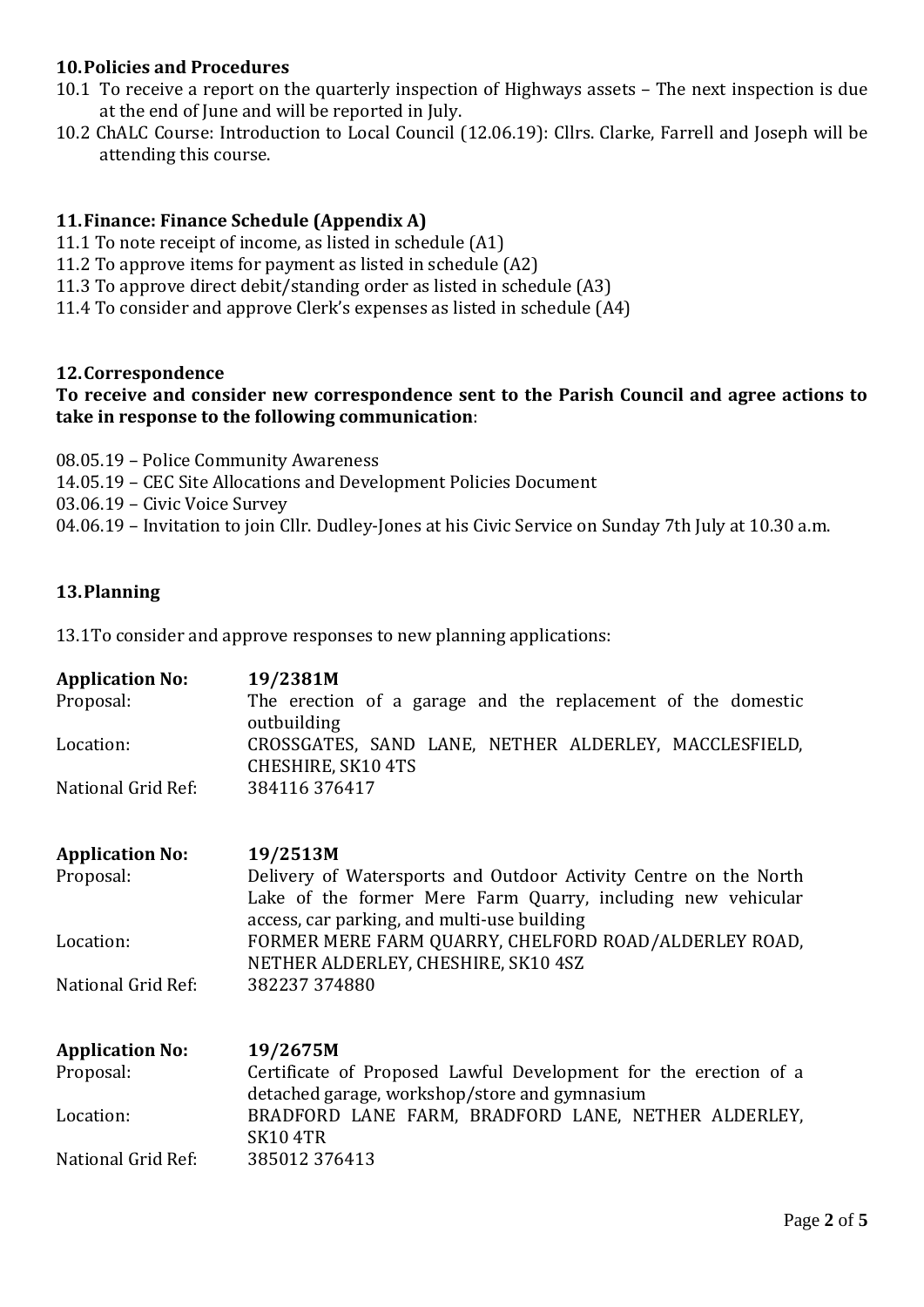## 10. Policies and Procedures

10.1 To receive a report on the quarterly inspection of Highways assets – The next inspection is due at the end of June and will be reported in July.

10.2 ChALC Course: Introduction to Local Council (12.06.19): Cllrs. Clarke, Farrell and Joseph will be attending this course.

## 11. Finance: Finance Schedule (Appendix A)

11.1 To note receipt of income, as listed in schedule (A1)

11.2 To approve items for payment as listed in schedule (A2)

11.3 To approve direct debit/standing order as listed in schedule (A3)

11.4 To consider and approve Clerk's expenses as listed in schedule (A4)

## 12. Correspondence

**To receive and consider new correspondence sent to the Parish Council and agree actions to take in response to the following communication**:

08.05.19 – Police Community Awareness
14.05.19 – CEC Site Allocations and Development Policies Document
03.06.19 – Civic Voice Survey
04.06.19 – Invitation to join Cllr. Dudley-Jones at his Civic Service on Sunday 7th July at 10.30 a.m.

## 13. Planning

13.1 To consider and approve responses to new planning applications:

| | |
|---|---|
| **Application No:** | **19/2381M** |
| Proposal: | The erection of a garage and the replacement of the domestic outbuilding |
| Location: | CROSSGATES, SAND LANE, NETHER ALDERLEY, MACCLESFIELD, CHESHIRE, SK10 4TS |
| National Grid Ref: | 384116 376417 |

| | |
|---|---|
| **Application No:** | **19/2513M** |
| Proposal: | Delivery of Watersports and Outdoor Activity Centre on the North Lake of the former Mere Farm Quarry, including new vehicular access, car parking, and multi-use building |
| Location: | FORMER MERE FARM QUARRY, CHELFORD ROAD/ALDERLEY ROAD, NETHER ALDERLEY, CHESHIRE, SK10 4SZ |
| National Grid Ref: | 382237 374880 |

| | |
|---|---|
| **Application No:** | **19/2675M** |
| Proposal: | Certificate of Proposed Lawful Development for the erection of a detached garage, workshop/store and gymnasium |
| Location: | BRADFORD LANE FARM, BRADFORD LANE, NETHER ALDERLEY, SK10 4TR |
| National Grid Ref: | 385012 376413 |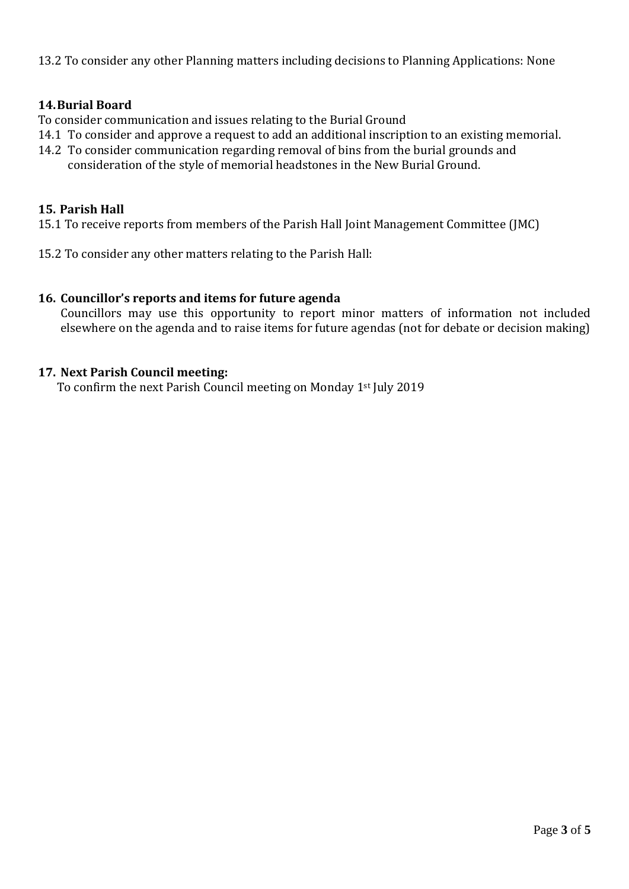13.2 To consider any other Planning matters including decisions to Planning Applications: None

### 14. Burial Board

To consider communication and issues relating to the Burial Ground

14.1 To consider and approve a request to add an additional inscription to an existing memorial.

14.2 To consider communication regarding removal of bins from the burial grounds and consideration of the style of memorial headstones in the New Burial Ground.

### 15. Parish Hall

15.1 To receive reports from members of the Parish Hall Joint Management Committee (JMC)

15.2 To consider any other matters relating to the Parish Hall:

### 16. Councillor's reports and items for future agenda

Councillors may use this opportunity to report minor matters of information not included elsewhere on the agenda and to raise items for future agendas (not for debate or decision making)

### 17. Next Parish Council meeting:

To confirm the next Parish Council meeting on Monday 1st July 2019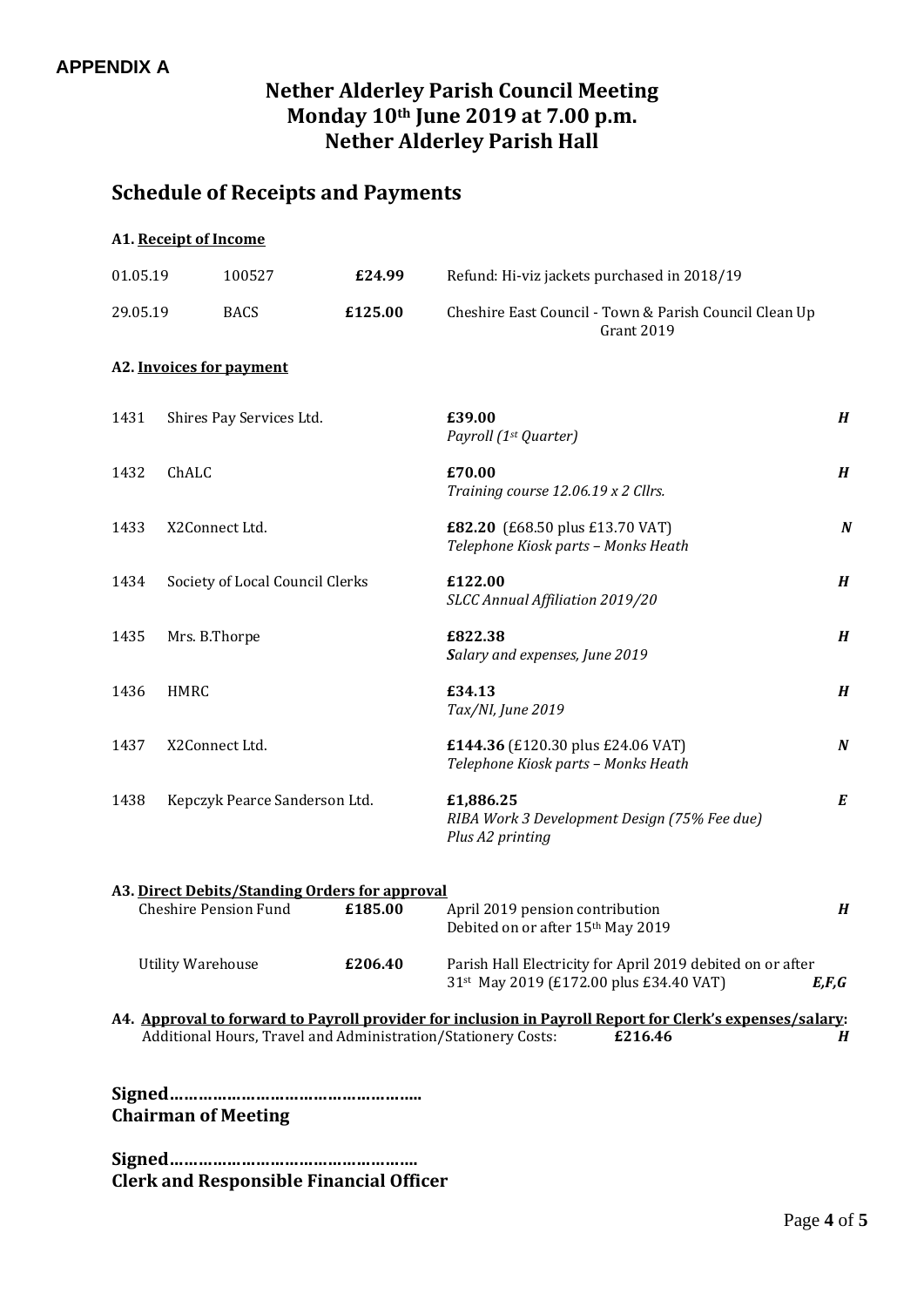**APPENDIX A**

# Nether Alderley Parish Council Meeting
# Monday 10th June 2019 at 7.00 p.m.
# Nether Alderley Parish Hall

## Schedule of Receipts and Payments

### A1. Receipt of Income

| | | | |
|---|---|---|---|
| 01.05.19 | 100527 | **£24.99** | Refund: Hi-viz jackets purchased in 2018/19 |
| 29.05.19 | BACS | **£125.00** | Cheshire East Council - Town & Parish Council Clean Up Grant 2019 |

### A2. Invoices for payment

| | | | |
|---|---|---|---|
| 1431 | Shires Pay Services Ltd. | **£39.00**<br>*Payroll (1st Quarter)* | ***H*** |
| 1432 | ChALC | **£70.00**<br>*Training course 12.06.19 x 2 Cllrs.* | ***H*** |
| 1433 | X2Connect Ltd. | **£82.20** (£68.50 plus £13.70 VAT)<br>*Telephone Kiosk parts – Monks Heath* | ***N*** |
| 1434 | Society of Local Council Clerks | **£122.00**<br>*SLCC Annual Affiliation 2019/20* | ***H*** |
| 1435 | Mrs. B.Thorpe | **£822.38**<br>*Salary and expenses, June 2019* | ***H*** |
| 1436 | HMRC | **£34.13**<br>*Tax/NI, June 2019* | ***H*** |
| 1437 | X2Connect Ltd. | **£144.36** (£120.30 plus £24.06 VAT)<br>*Telephone Kiosk parts – Monks Heath* | ***N*** |
| 1438 | Kepczyk Pearce Sanderson Ltd. | **£1,886.25**<br>*RIBA Work 3 Development Design (75% Fee due)*<br>*Plus A2 printing* | ***E*** |

### A3. Direct Debits/Standing Orders for approval

| | | | |
|---|---|---|---|
| Cheshire Pension Fund | **£185.00** | April 2019 pension contribution<br>Debited on or after 15th May 2019 | ***H*** |
| Utility Warehouse | **£206.40** | Parish Hall Electricity for April 2019 debited on or after 31st May 2019 (£172.00 plus £34.40 VAT) | ***E,F,G*** |

### A4. Approval to forward to Payroll provider for inclusion in Payroll Report for Clerk's expenses/salary:

Additional Hours, Travel and Administration/Stationery Costs: **£216.46** ***H***

**Signed………………………………………….. Chairman of Meeting**

**Signed………………………………………….. Clerk and Responsible Financial Officer**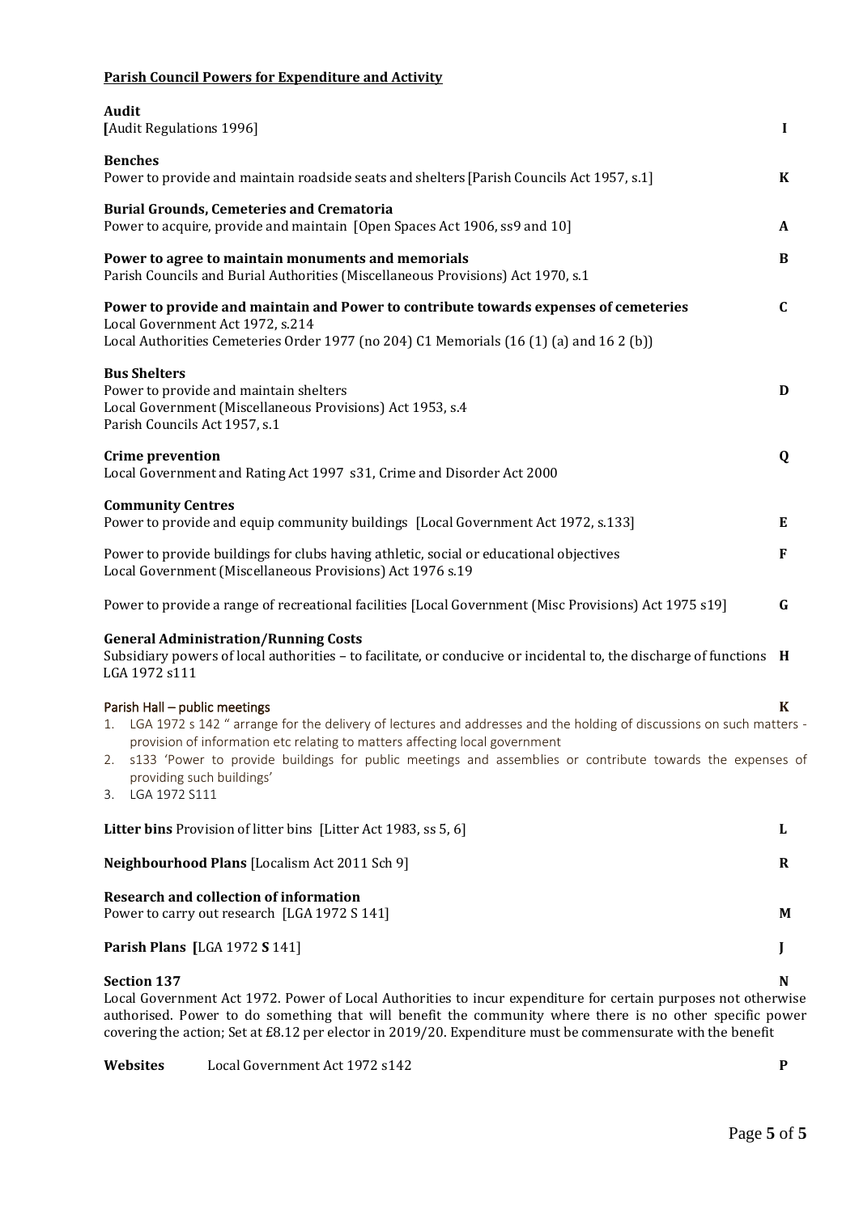**Parish Council Powers for Expenditure and Activity**

**Audit**
[Audit Regulations 1996] **I**

**Benches**
Power to provide and maintain roadside seats and shelters [Parish Councils Act 1957, s.1] **K**

**Burial Grounds, Cemeteries and Crematoria**
Power to acquire, provide and maintain [Open Spaces Act 1906, ss9 and 10] **A**

**Power to agree to maintain monuments and memorials** **B**
Parish Councils and Burial Authorities (Miscellaneous Provisions) Act 1970, s.1

**Power to provide and maintain and Power to contribute towards expenses of cemeteries** **C**
Local Government Act 1972, s.214
Local Authorities Cemeteries Order 1977 (no 204) C1 Memorials (16 (1) (a) and 16 2 (b))

**Bus Shelters**
Power to provide and maintain shelters **D**
Local Government (Miscellaneous Provisions) Act 1953, s.4
Parish Councils Act 1957, s.1

**Crime prevention** **Q**
Local Government and Rating Act 1997 s31, Crime and Disorder Act 2000

**Community Centres**
Power to provide and equip community buildings [Local Government Act 1972, s.133] **E**

Power to provide buildings for clubs having athletic, social or educational objectives **F**
Local Government (Miscellaneous Provisions) Act 1976 s.19

Power to provide a range of recreational facilities [Local Government (Misc Provisions) Act 1975 s19] **G**

**General Administration/Running Costs**
Subsidiary powers of local authorities – to facilitate, or conducive or incidental to, the discharge of functions LGA 1972 s111 **H**

Parish Hall – public meetings **K**

1. LGA 1972 s 142 " arrange for the delivery of lectures and addresses and the holding of discussions on such matters - provision of information etc relating to matters affecting local government
2. s133 'Power to provide buildings for public meetings and assemblies or contribute towards the expenses of providing such buildings'
3. LGA 1972 S111

**Litter bins** Provision of litter bins [Litter Act 1983, ss 5, 6] **L**

**Neighbourhood Plans** [Localism Act 2011 Sch 9] **R**

**Research and collection of information**
Power to carry out research [LGA 1972 S 141] **M**

**Parish Plans [**LGA 1972 **S** 141] **J**

**Section 137** **N**
Local Government Act 1972. Power of Local Authorities to incur expenditure for certain purposes not otherwise authorised. Power to do something that will benefit the community where there is no other specific power covering the action; Set at £8.12 per elector in 2019/20. Expenditure must be commensurate with the benefit

**Websites** Local Government Act 1972 s142 **P**